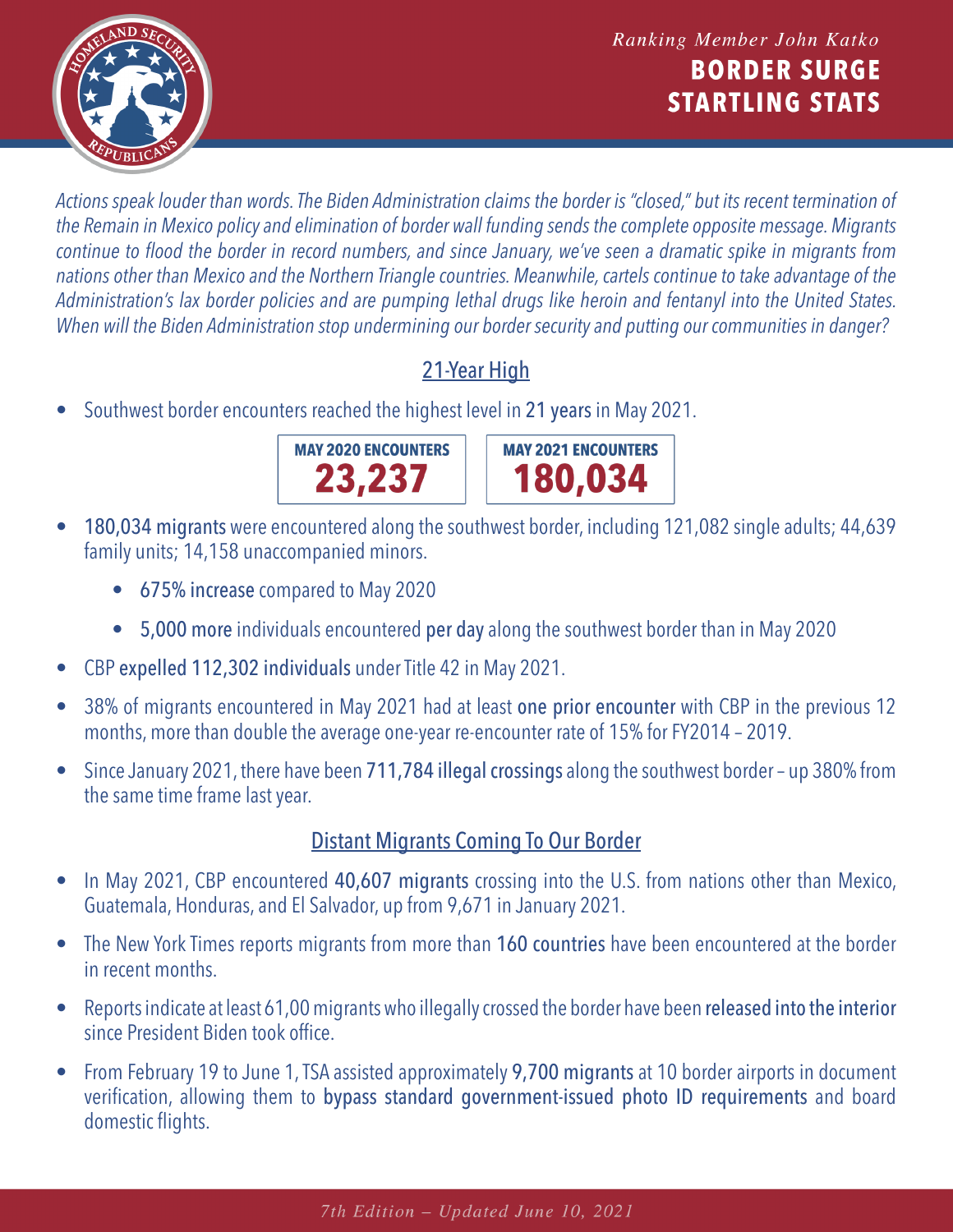*Ranking Member John Katko*

# BORDER SURGE STARTLING STATS

*Actions speak louder than words. The Biden Administration claims the border is "closed," but its recent termination of the Remain in Mexico policy and elimination of border wall funding sends the complete opposite message. Migrants continue to flood the border in record numbers, and since January, we've seen a dramatic spike in migrants from nations other than Mexico and the Northern Triangle countries. Meanwhile, cartels continue to take advantage of the Administration's lax border policies and are pumping lethal drugs like heroin and fentanyl into the United States. When will the Biden Administration stop undermining our border security and putting our communities in danger?*

## 21-Year High

- Southwest border encounters reached the highest level in **21 years** in May 2021.

| MAY 2020 ENCOUNTERS | MAY 2021 ENCOUNTERS |
| --- | --- |
| **23,237** | **180,034** |

- **180,034 migrants** were encountered along the southwest border, including 121,082 single adults; 44,639 family units; 14,158 unaccompanied minors.
    - **675% increase** compared to May 2020
    - **5,000 more** individuals encountered **per day** along the southwest border than in May 2020
- CBP **expelled 112,302 individuals** under Title 42 in May 2021.
- 38% of migrants encountered in May 2021 had at least **one prior encounter** with CBP in the previous 12 months, more than double the average one-year re-encounter rate of 15% for FY2014 – 2019.
- Since January 2021, there have been **711,784 illegal crossings** along the southwest border – up 380% from the same time frame last year.

## Distant Migrants Coming To Our Border

- In May 2021, CBP encountered **40,607 migrants** crossing into the U.S. from nations other than Mexico, Guatemala, Honduras, and El Salvador, up from 9,671 in January 2021.
- The New York Times reports migrants from more than **160 countries** have been encountered at the border in recent months.
- Reports indicate at least 61,00 migrants who illegally crossed the border have been **released into the interior** since President Biden took office.
- From February 19 to June 1, TSA assisted approximately **9,700 migrants** at 10 border airports in document verification, allowing them to **bypass standard government-issued photo ID requirements** and board domestic flights.

*7th Edition – Updated June 10, 2021*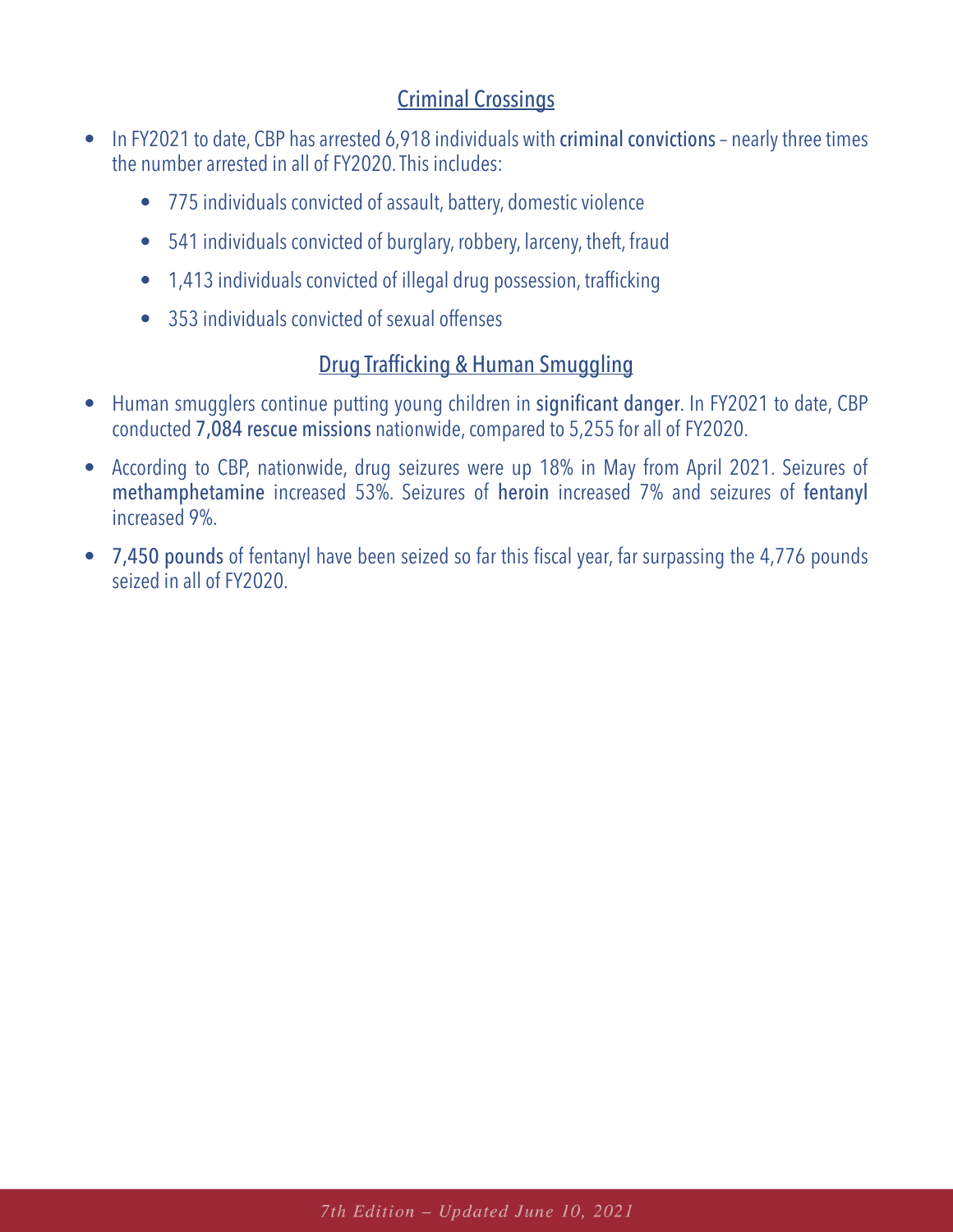## Criminal Crossings

- In FY2021 to date, CBP has arrested 6,918 individuals with **criminal convictions** – nearly three times the number arrested in all of FY2020. This includes:
  - 775 individuals convicted of assault, battery, domestic violence
  - 541 individuals convicted of burglary, robbery, larceny, theft, fraud
  - 1,413 individuals convicted of illegal drug possession, trafficking
  - 353 individuals convicted of sexual offenses

## Drug Trafficking & Human Smuggling

- Human smugglers continue putting young children in **significant danger**. In FY2021 to date, CBP conducted **7,084 rescue missions** nationwide, compared to 5,255 for all of FY2020.
- According to CBP, nationwide, drug seizures were up 18% in May from April 2021. Seizures of **methamphetamine** increased 53%. Seizures of **heroin** increased 7% and seizures of **fentanyl** increased 9%.
- **7,450 pounds** of fentanyl have been seized so far this fiscal year, far surpassing the 4,776 pounds seized in all of FY2020.